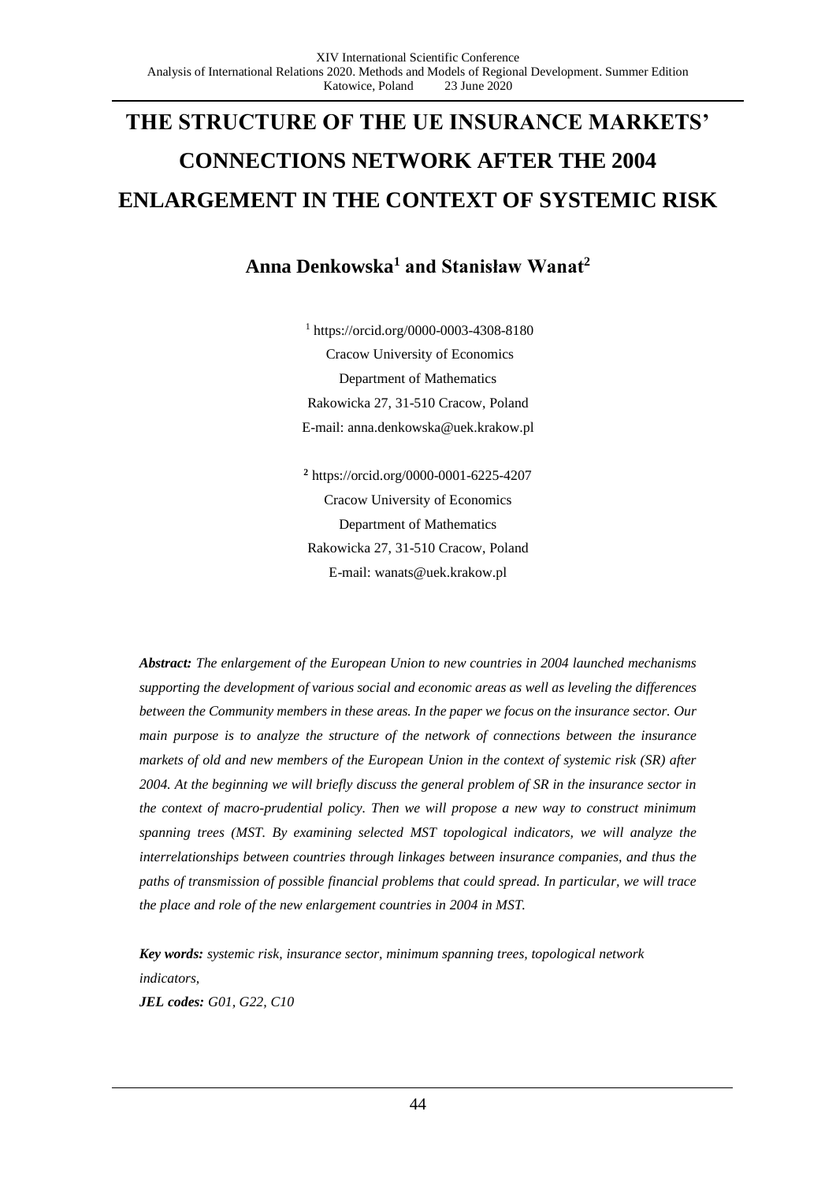# THE STRUCTURE OF THE UE INSURANCE MARKETS' CONNECTIONS NETWORK AFTER THE 2004 ENLARGEMENT IN THE CONTEXT OF SYSTEMIC RISK

**Anna Denkowska[1] and Stanisław Wanat[2]**

[1] https://orcid.org/0000-0003-4308-8180
Cracow University of Economics
Department of Mathematics
Rakowicka 27, 31-510 Cracow, Poland
E-mail: anna.denkowska@uek.krakow.pl

[2] https://orcid.org/0000-0001-6225-4207
Cracow University of Economics
Department of Mathematics
Rakowicka 27, 31-510 Cracow, Poland
E-mail: wanats@uek.krakow.pl

***Abstract:*** *The enlargement of the European Union to new countries in 2004 launched mechanisms supporting the development of various social and economic areas as well as leveling the differences between the Community members in these areas. In the paper we focus on the insurance sector. Our main purpose is to analyze the structure of the network of connections between the insurance markets of old and new members of the European Union in the context of systemic risk (SR) after 2004. At the beginning we will briefly discuss the general problem of SR in the insurance sector in the context of macro-prudential policy. Then we will propose a new way to construct minimum spanning trees (MST. By examining selected MST topological indicators, we will analyze the interrelationships between countries through linkages between insurance companies, and thus the paths of transmission of possible financial problems that could spread. In particular, we will trace the place and role of the new enlargement countries in 2004 in MST.*

***Key words:*** *systemic risk, insurance sector, minimum spanning trees, topological network indicators,*
***JEL codes:*** *G01, G22, C10*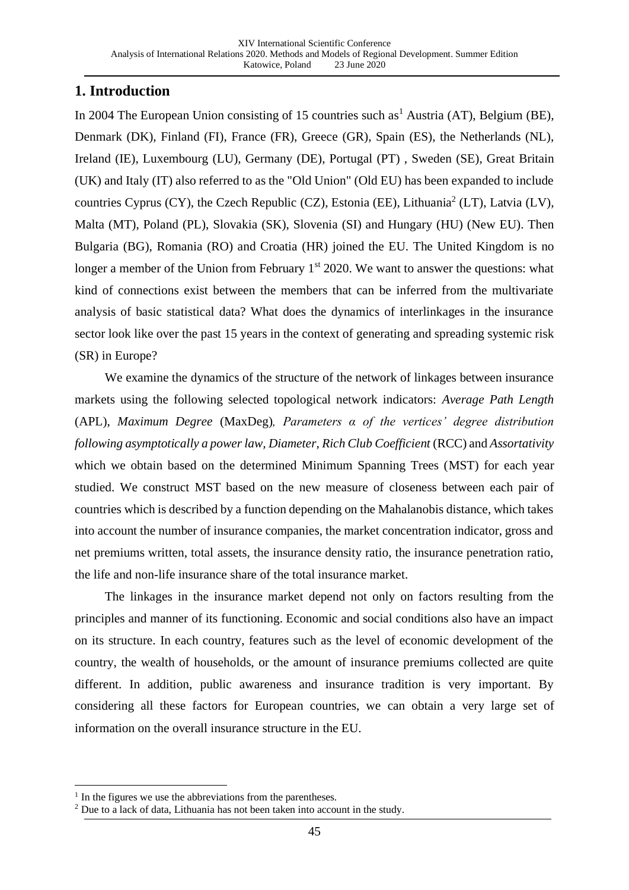## 1. Introduction

In 2004 The European Union consisting of 15 countries such as[1] Austria (AT), Belgium (BE), Denmark (DK), Finland (FI), France (FR), Greece (GR), Spain (ES), the Netherlands (NL), Ireland (IE), Luxembourg (LU), Germany (DE), Portugal (PT) , Sweden (SE), Great Britain (UK) and Italy (IT) also referred to as the "Old Union" (Old EU) has been expanded to include countries Cyprus (CY), the Czech Republic (CZ), Estonia (EE), Lithuania[2] (LT), Latvia (LV), Malta (MT), Poland (PL), Slovakia (SK), Slovenia (SI) and Hungary (HU) (New EU). Then Bulgaria (BG), Romania (RO) and Croatia (HR) joined the EU. The United Kingdom is no longer a member of the Union from February 1st 2020. We want to answer the questions: what kind of connections exist between the members that can be inferred from the multivariate analysis of basic statistical data? What does the dynamics of interlinkages in the insurance sector look like over the past 15 years in the context of generating and spreading systemic risk (SR) in Europe?

We examine the dynamics of the structure of the network of linkages between insurance markets using the following selected topological network indicators: *Average Path Length* (APL), *Maximum Degree* (MaxDeg), *Parameters α of the vertices' degree distribution following asymptotically a power law*, *Diameter*, *Rich Club Coefficient* (RCC) and *Assortativity* which we obtain based on the determined Minimum Spanning Trees (MST) for each year studied. We construct MST based on the new measure of closeness between each pair of countries which is described by a function depending on the Mahalanobis distance, which takes into account the number of insurance companies, the market concentration indicator, gross and net premiums written, total assets, the insurance density ratio, the insurance penetration ratio, the life and non-life insurance share of the total insurance market.

The linkages in the insurance market depend not only on factors resulting from the principles and manner of its functioning. Economic and social conditions also have an impact on its structure. In each country, features such as the level of economic development of the country, the wealth of households, or the amount of insurance premiums collected are quite different. In addition, public awareness and insurance tradition is very important. By considering all these factors for European countries, we can obtain a very large set of information on the overall insurance structure in the EU.

[1] In the figures we use the abbreviations from the parentheses.

[2] Due to a lack of data, Lithuania has not been taken into account in the study.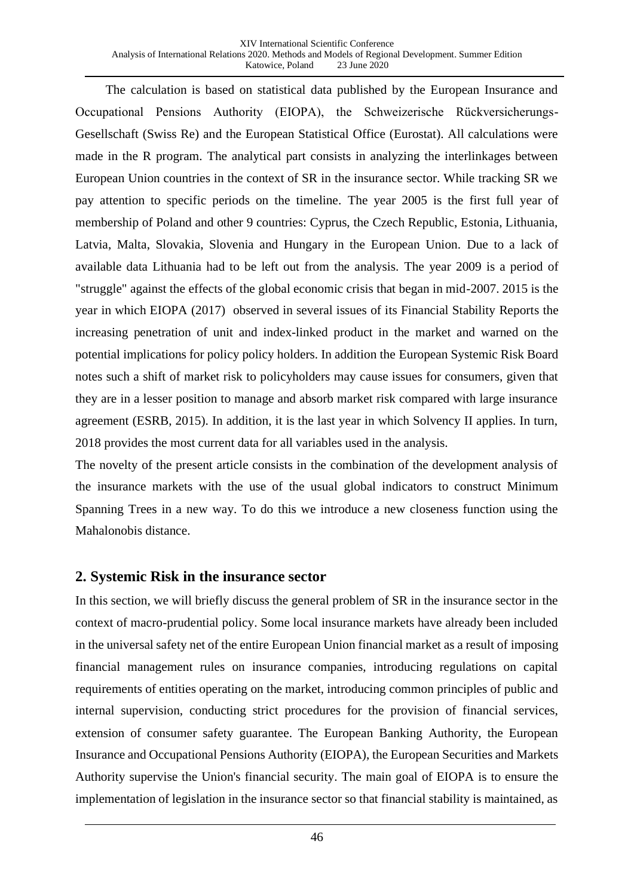The calculation is based on statistical data published by the European Insurance and Occupational Pensions Authority (EIOPA), the Schweizerische Rückversicherungs-Gesellschaft (Swiss Re) and the European Statistical Office (Eurostat). All calculations were made in the R program. The analytical part consists in analyzing the interlinkages between European Union countries in the context of SR in the insurance sector. While tracking SR we pay attention to specific periods on the timeline. The year 2005 is the first full year of membership of Poland and other 9 countries: Cyprus, the Czech Republic, Estonia, Lithuania, Latvia, Malta, Slovakia, Slovenia and Hungary in the European Union. Due to a lack of available data Lithuania had to be left out from the analysis. The year 2009 is a period of "struggle" against the effects of the global economic crisis that began in mid-2007. 2015 is the year in which EIOPA (2017) observed in several issues of its Financial Stability Reports the increasing penetration of unit and index-linked product in the market and warned on the potential implications for policy policy holders. In addition the European Systemic Risk Board notes such a shift of market risk to policyholders may cause issues for consumers, given that they are in a lesser position to manage and absorb market risk compared with large insurance agreement (ESRB, 2015). In addition, it is the last year in which Solvency II applies. In turn, 2018 provides the most current data for all variables used in the analysis.

The novelty of the present article consists in the combination of the development analysis of the insurance markets with the use of the usual global indicators to construct Minimum Spanning Trees in a new way. To do this we introduce a new closeness function using the Mahalonobis distance.

## 2. Systemic Risk in the insurance sector

In this section, we will briefly discuss the general problem of SR in the insurance sector in the context of macro-prudential policy. Some local insurance markets have already been included in the universal safety net of the entire European Union financial market as a result of imposing financial management rules on insurance companies, introducing regulations on capital requirements of entities operating on the market, introducing common principles of public and internal supervision, conducting strict procedures for the provision of financial services, extension of consumer safety guarantee. The European Banking Authority, the European Insurance and Occupational Pensions Authority (EIOPA), the European Securities and Markets Authority supervise the Union's financial security. The main goal of EIOPA is to ensure the implementation of legislation in the insurance sector so that financial stability is maintained, as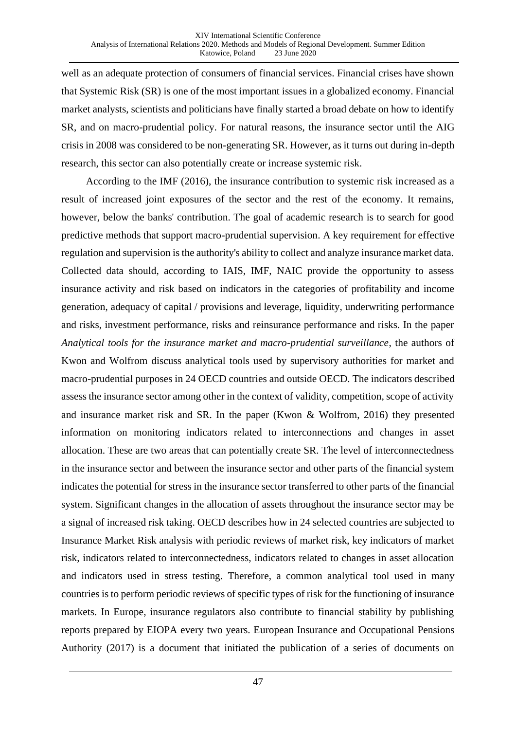well as an adequate protection of consumers of financial services. Financial crises have shown that Systemic Risk (SR) is one of the most important issues in a globalized economy. Financial market analysts, scientists and politicians have finally started a broad debate on how to identify SR, and on macro-prudential policy. For natural reasons, the insurance sector until the AIG crisis in 2008 was considered to be non-generating SR. However, as it turns out during in-depth research, this sector can also potentially create or increase systemic risk.

According to the IMF (2016), the insurance contribution to systemic risk increased as a result of increased joint exposures of the sector and the rest of the economy. It remains, however, below the banks' contribution. The goal of academic research is to search for good predictive methods that support macro-prudential supervision. A key requirement for effective regulation and supervision is the authority's ability to collect and analyze insurance market data. Collected data should, according to IAIS, IMF, NAIC provide the opportunity to assess insurance activity and risk based on indicators in the categories of profitability and income generation, adequacy of capital / provisions and leverage, liquidity, underwriting performance and risks, investment performance, risks and reinsurance performance and risks. In the paper *Analytical tools for the insurance market and macro-prudential surveillance*, the authors of Kwon and Wolfrom discuss analytical tools used by supervisory authorities for market and macro-prudential purposes in 24 OECD countries and outside OECD. The indicators described assess the insurance sector among other in the context of validity, competition, scope of activity and insurance market risk and SR. In the paper (Kwon & Wolfrom, 2016) they presented information on monitoring indicators related to interconnections and changes in asset allocation. These are two areas that can potentially create SR. The level of interconnectedness in the insurance sector and between the insurance sector and other parts of the financial system indicates the potential for stress in the insurance sector transferred to other parts of the financial system. Significant changes in the allocation of assets throughout the insurance sector may be a signal of increased risk taking. OECD describes how in 24 selected countries are subjected to Insurance Market Risk analysis with periodic reviews of market risk, key indicators of market risk, indicators related to interconnectedness, indicators related to changes in asset allocation and indicators used in stress testing. Therefore, a common analytical tool used in many countries is to perform periodic reviews of specific types of risk for the functioning of insurance markets. In Europe, insurance regulators also contribute to financial stability by publishing reports prepared by EIOPA every two years. European Insurance and Occupational Pensions Authority (2017) is a document that initiated the publication of a series of documents on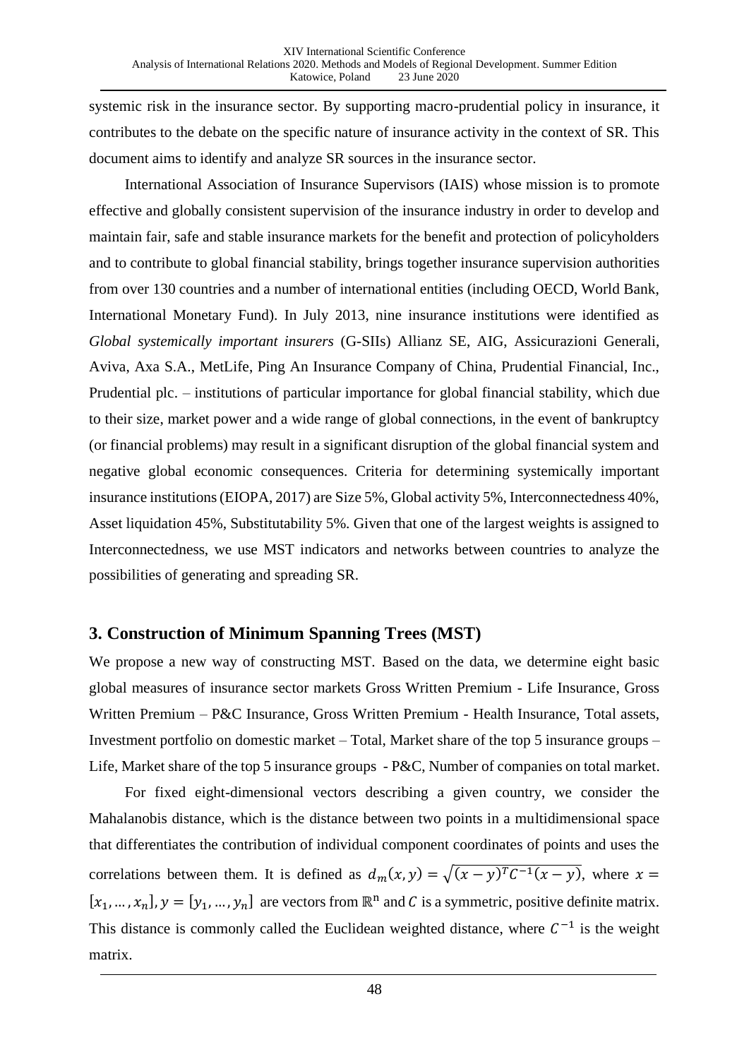systemic risk in the insurance sector. By supporting macro-prudential policy in insurance, it contributes to the debate on the specific nature of insurance activity in the context of SR. This document aims to identify and analyze SR sources in the insurance sector.

International Association of Insurance Supervisors (IAIS) whose mission is to promote effective and globally consistent supervision of the insurance industry in order to develop and maintain fair, safe and stable insurance markets for the benefit and protection of policyholders and to contribute to global financial stability, brings together insurance supervision authorities from over 130 countries and a number of international entities (including OECD, World Bank, International Monetary Fund). In July 2013, nine insurance institutions were identified as *Global systemically important insurers* (G-SIIs) Allianz SE, AIG, Assicurazioni Generali, Aviva, Axa S.A., MetLife, Ping An Insurance Company of China, Prudential Financial, Inc., Prudential plc. – institutions of particular importance for global financial stability, which due to their size, market power and a wide range of global connections, in the event of bankruptcy (or financial problems) may result in a significant disruption of the global financial system and negative global economic consequences. Criteria for determining systemically important insurance institutions (EIOPA, 2017) are Size 5%, Global activity 5%, Interconnectedness 40%, Asset liquidation 45%, Substitutability 5%. Given that one of the largest weights is assigned to Interconnectedness, we use MST indicators and networks between countries to analyze the possibilities of generating and spreading SR.

## 3. Construction of Minimum Spanning Trees (MST)

We propose a new way of constructing MST. Based on the data, we determine eight basic global measures of insurance sector markets Gross Written Premium - Life Insurance, Gross Written Premium – P&C Insurance, Gross Written Premium - Health Insurance, Total assets, Investment portfolio on domestic market – Total, Market share of the top 5 insurance groups – Life, Market share of the top 5 insurance groups - P&C, Number of companies on total market.

For fixed eight-dimensional vectors describing a given country, we consider the Mahalanobis distance, which is the distance between two points in a multidimensional space that differentiates the contribution of individual component coordinates of points and uses the correlations between them. It is defined as $d_m(x, y) = \sqrt{(x-y)^T C^{-1}(x-y)}$, where $x = [x_1, \dots, x_n]$, $y = [y_1, \dots, y_n]$ are vectors from $\mathbb{R}^n$ and $C$ is a symmetric, positive definite matrix. This distance is commonly called the Euclidean weighted distance, where $C^{-1}$ is the weight matrix.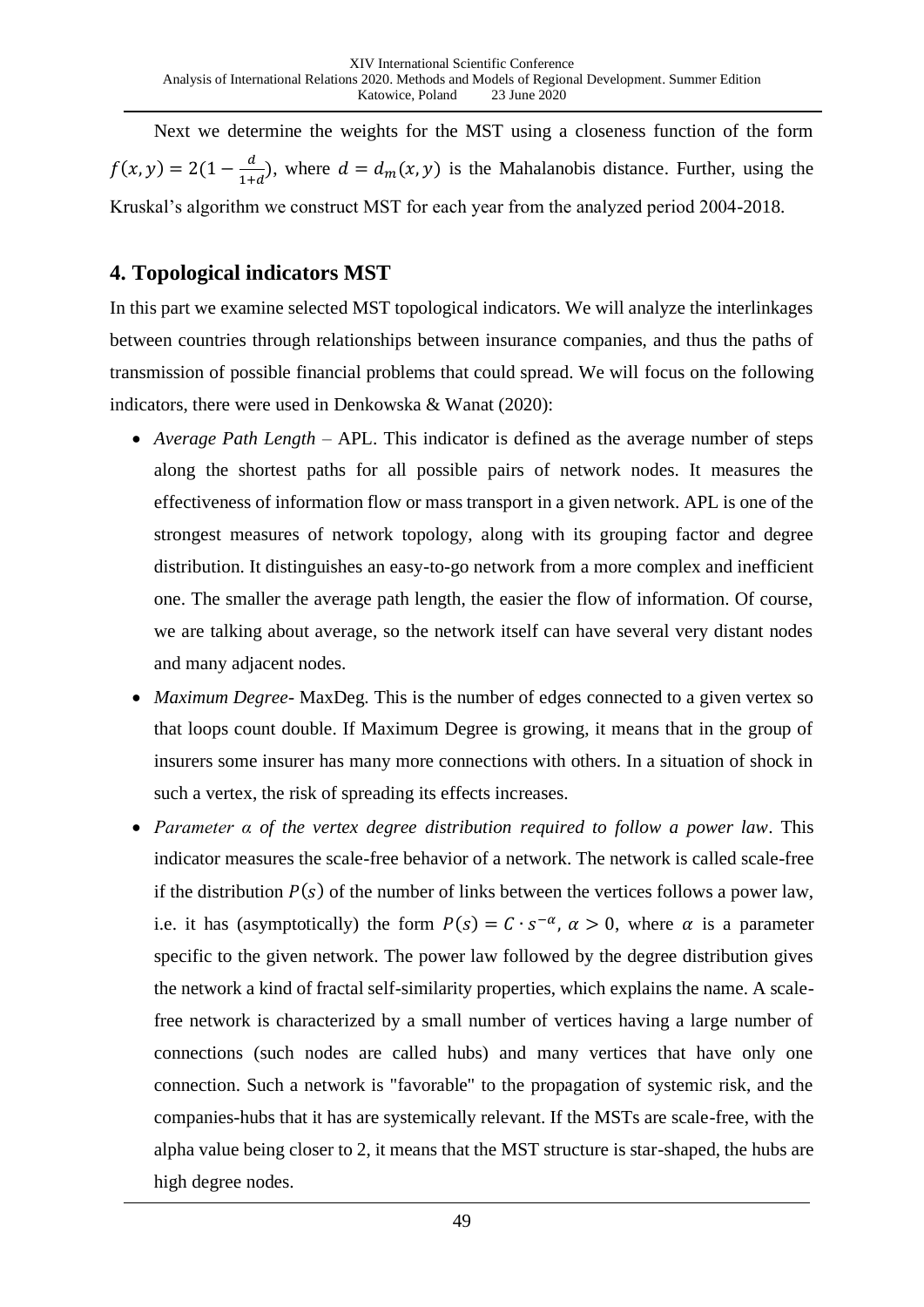Next we determine the weights for the MST using a closeness function of the form $f(x, y) = 2(1 - \frac{d}{1+d})$, where $d = d_m(x, y)$ is the Mahalanobis distance. Further, using the Kruskal's algorithm we construct MST for each year from the analyzed period 2004-2018.

## 4. Topological indicators MST

In this part we examine selected MST topological indicators. We will analyze the interlinkages between countries through relationships between insurance companies, and thus the paths of transmission of possible financial problems that could spread. We will focus on the following indicators, there were used in Denkowska & Wanat (2020):

- *Average Path Length* – APL. This indicator is defined as the average number of steps along the shortest paths for all possible pairs of network nodes. It measures the effectiveness of information flow or mass transport in a given network. APL is one of the strongest measures of network topology, along with its grouping factor and degree distribution. It distinguishes an easy-to-go network from a more complex and inefficient one. The smaller the average path length, the easier the flow of information. Of course, we are talking about average, so the network itself can have several very distant nodes and many adjacent nodes.
- *Maximum Degree*- MaxDeg. This is the number of edges connected to a given vertex so that loops count double. If Maximum Degree is growing, it means that in the group of insurers some insurer has many more connections with others. In a situation of shock in such a vertex, the risk of spreading its effects increases.
- *Parameter α of the vertex degree distribution required to follow a power law*. This indicator measures the scale-free behavior of a network. The network is called scale-free if the distribution $P(s)$ of the number of links between the vertices follows a power law, i.e. it has (asymptotically) the form $P(s) = C \cdot s^{-\alpha}$, $\alpha > 0$, where $\alpha$ is a parameter specific to the given network. The power law followed by the degree distribution gives the network a kind of fractal self-similarity properties, which explains the name. A scale-free network is characterized by a small number of vertices having a large number of connections (such nodes are called hubs) and many vertices that have only one connection. Such a network is "favorable" to the propagation of systemic risk, and the companies-hubs that it has are systemically relevant. If the MSTs are scale-free, with the alpha value being closer to 2, it means that the MST structure is star-shaped, the hubs are high degree nodes.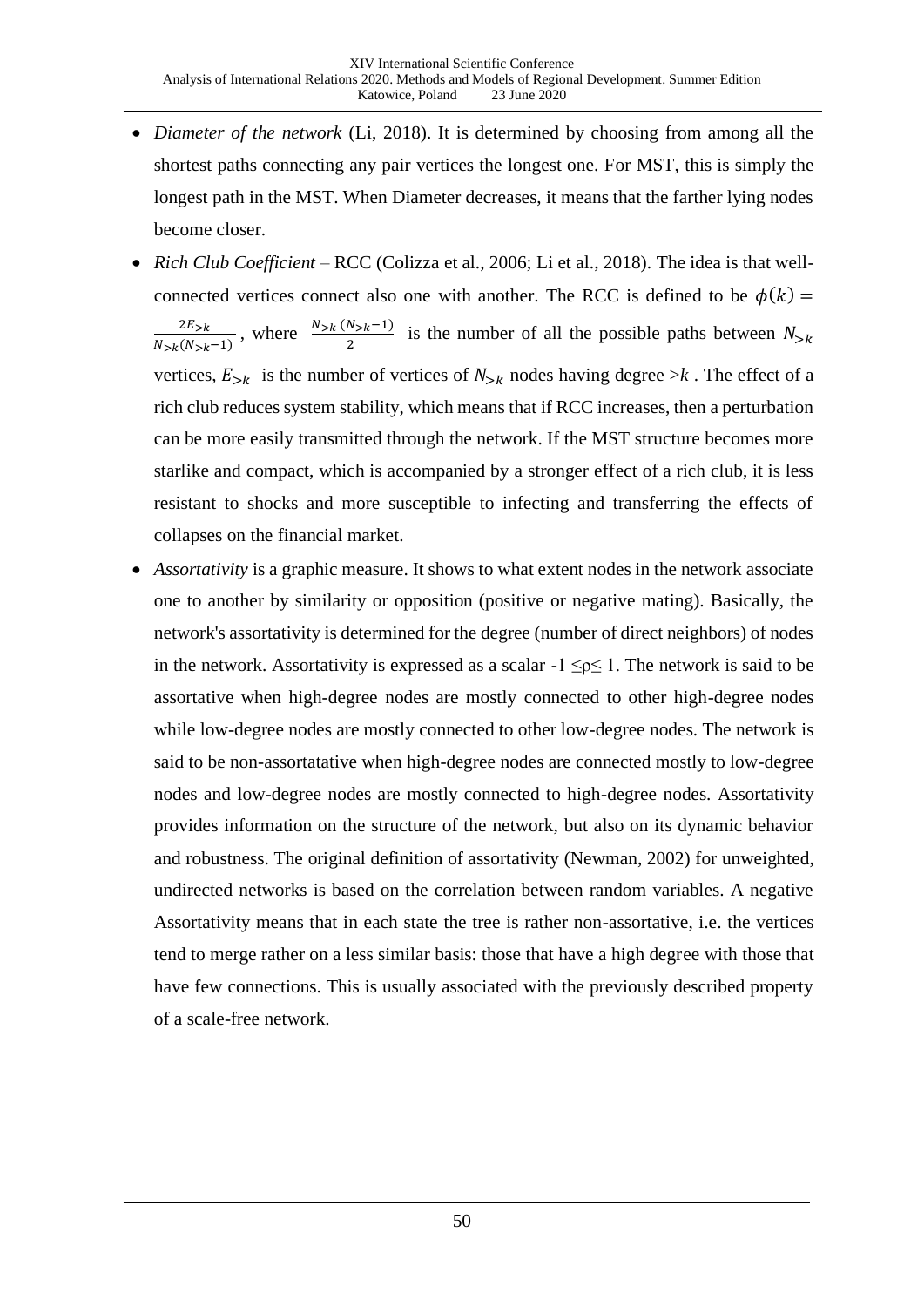- *Diameter of the network* (Li, 2018). It is determined by choosing from among all the shortest paths connecting any pair vertices the longest one. For MST, this is simply the longest path in the MST. When Diameter decreases, it means that the farther lying nodes become closer.
- *Rich Club Coefficient* – RCC (Colizza et al., 2006; Li et al., 2018). The idea is that well-connected vertices connect also one with another. The RCC is defined to be $\phi(k) = \frac{2E_{>k}}{N_{>k}(N_{>k}-1)}$, where $\frac{N_{>k}(N_{>k}-1)}{2}$ is the number of all the possible paths between $N_{>k}$ vertices, $E_{>k}$ is the number of vertices of $N_{>k}$ nodes having degree $>k$. The effect of a rich club reduces system stability, which means that if RCC increases, then a perturbation can be more easily transmitted through the network. If the MST structure becomes more starlike and compact, which is accompanied by a stronger effect of a rich club, it is less resistant to shocks and more susceptible to infecting and transferring the effects of collapses on the financial market.
- *Assortativity* is a graphic measure. It shows to what extent nodes in the network associate one to another by similarity or opposition (positive or negative mating). Basically, the network's assortativity is determined for the degree (number of direct neighbors) of nodes in the network. Assortativity is expressed as a scalar $-1 \leq \rho \leq 1$. The network is said to be assortative when high-degree nodes are mostly connected to other high-degree nodes while low-degree nodes are mostly connected to other low-degree nodes. The network is said to be non-assortatative when high-degree nodes are connected mostly to low-degree nodes and low-degree nodes are mostly connected to high-degree nodes. Assortativity provides information on the structure of the network, but also on its dynamic behavior and robustness. The original definition of assortativity (Newman, 2002) for unweighted, undirected networks is based on the correlation between random variables. A negative Assortativity means that in each state the tree is rather non-assortative, i.e. the vertices tend to merge rather on a less similar basis: those that have a high degree with those that have few connections. This is usually associated with the previously described property of a scale-free network.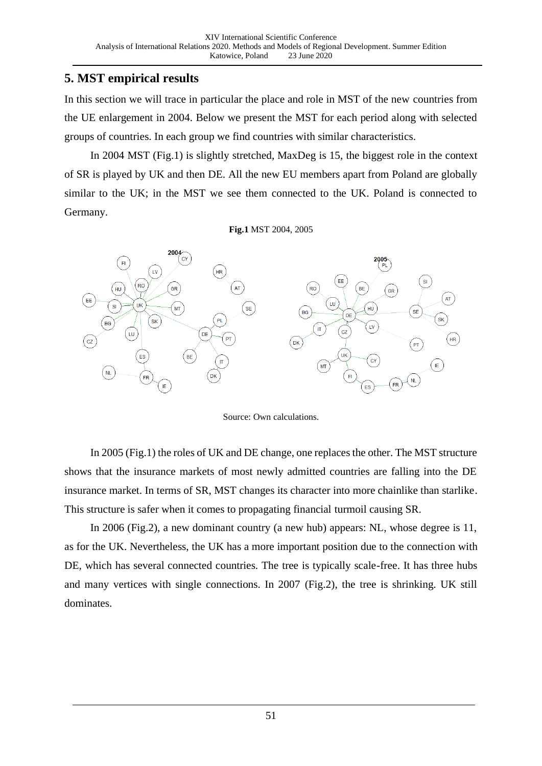## 5. MST empirical results

In this section we will trace in particular the place and role in MST of the new countries from the UE enlargement in 2004. Below we present the MST for each period along with selected groups of countries. In each group we find countries with similar characteristics.

In 2004 MST (Fig.1) is slightly stretched, MaxDeg is 15, the biggest role in the context of SR is played by UK and then DE. All the new EU members apart from Poland are globally similar to the UK; in the MST we see them connected to the UK. Poland is connected to Germany.

**Fig.1** MST 2004, 2005

Source: Own calculations.

In 2005 (Fig.1) the roles of UK and DE change, one replaces the other. The MST structure shows that the insurance markets of most newly admitted countries are falling into the DE insurance market. In terms of SR, MST changes its character into more chainlike than starlike. This structure is safer when it comes to propagating financial turmoil causing SR.

In 2006 (Fig.2), a new dominant country (a new hub) appears: NL, whose degree is 11, as for the UK. Nevertheless, the UK has a more important position due to the connection with DE, which has several connected countries. The tree is typically scale-free. It has three hubs and many vertices with single connections. In 2007 (Fig.2), the tree is shrinking. UK still dominates.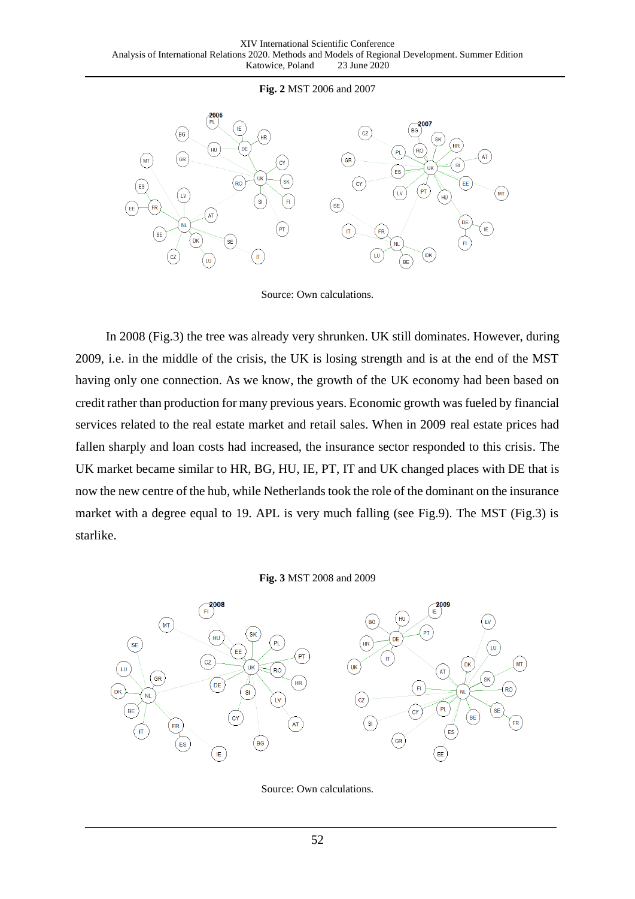**Fig. 2** MST 2006 and 2007

Source: Own calculations.

In 2008 (Fig.3) the tree was already very shrunken. UK still dominates. However, during 2009, i.e. in the middle of the crisis, the UK is losing strength and is at the end of the MST having only one connection. As we know, the growth of the UK economy had been based on credit rather than production for many previous years. Economic growth was fueled by financial services related to the real estate market and retail sales. When in 2009 real estate prices had fallen sharply and loan costs had increased, the insurance sector responded to this crisis. The UK market became similar to HR, BG, HU, IE, PT, IT and UK changed places with DE that is now the new centre of the hub, while Netherlands took the role of the dominant on the insurance market with a degree equal to 19. APL is very much falling (see Fig.9). The MST (Fig.3) is starlike.

**Fig. 3** MST 2008 and 2009

Source: Own calculations.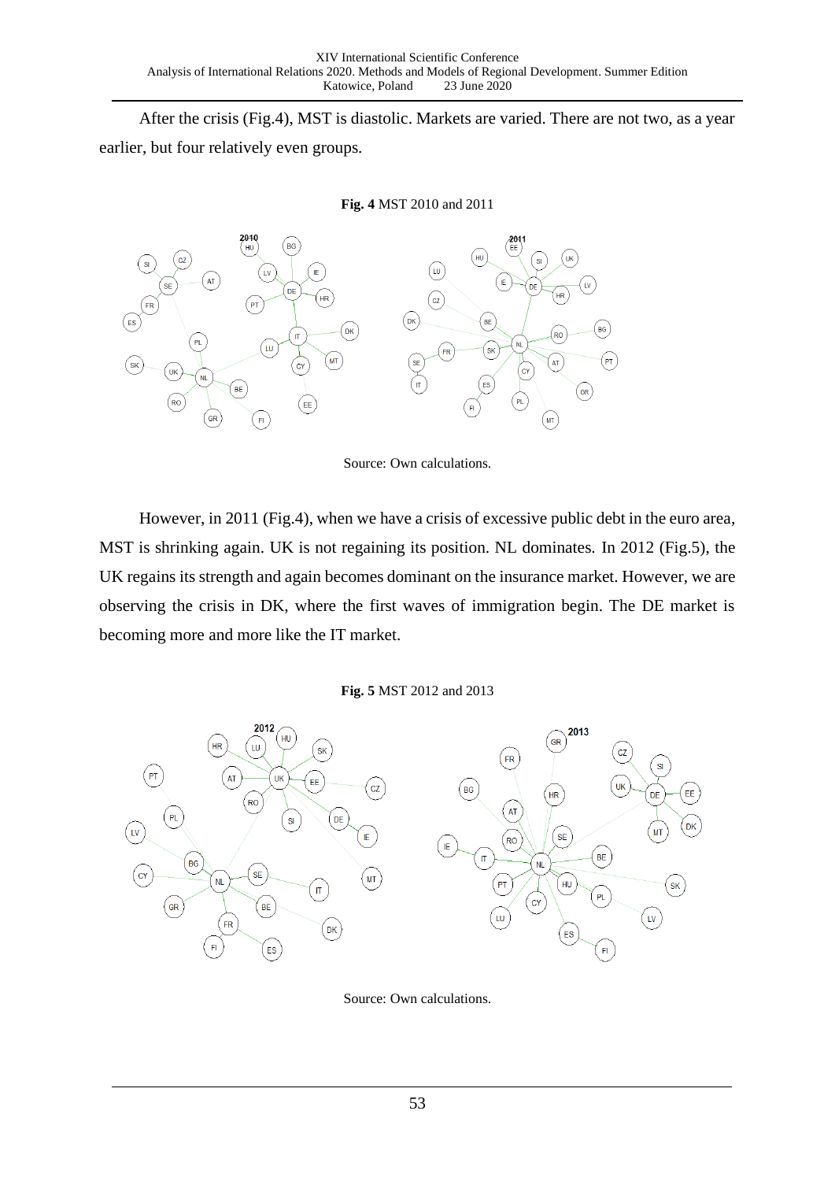After the crisis (Fig.4), MST is diastolic. Markets are varied. There are not two, as a year earlier, but four relatively even groups.

**Fig. 4** MST 2010 and 2011

Source: Own calculations.

However, in 2011 (Fig.4), when we have a crisis of excessive public debt in the euro area, MST is shrinking again. UK is not regaining its position. NL dominates. In 2012 (Fig.5), the UK regains its strength and again becomes dominant on the insurance market. However, we are observing the crisis in DK, where the first waves of immigration begin. The DE market is becoming more and more like the IT market.

**Fig. 5** MST 2012 and 2013

Source: Own calculations.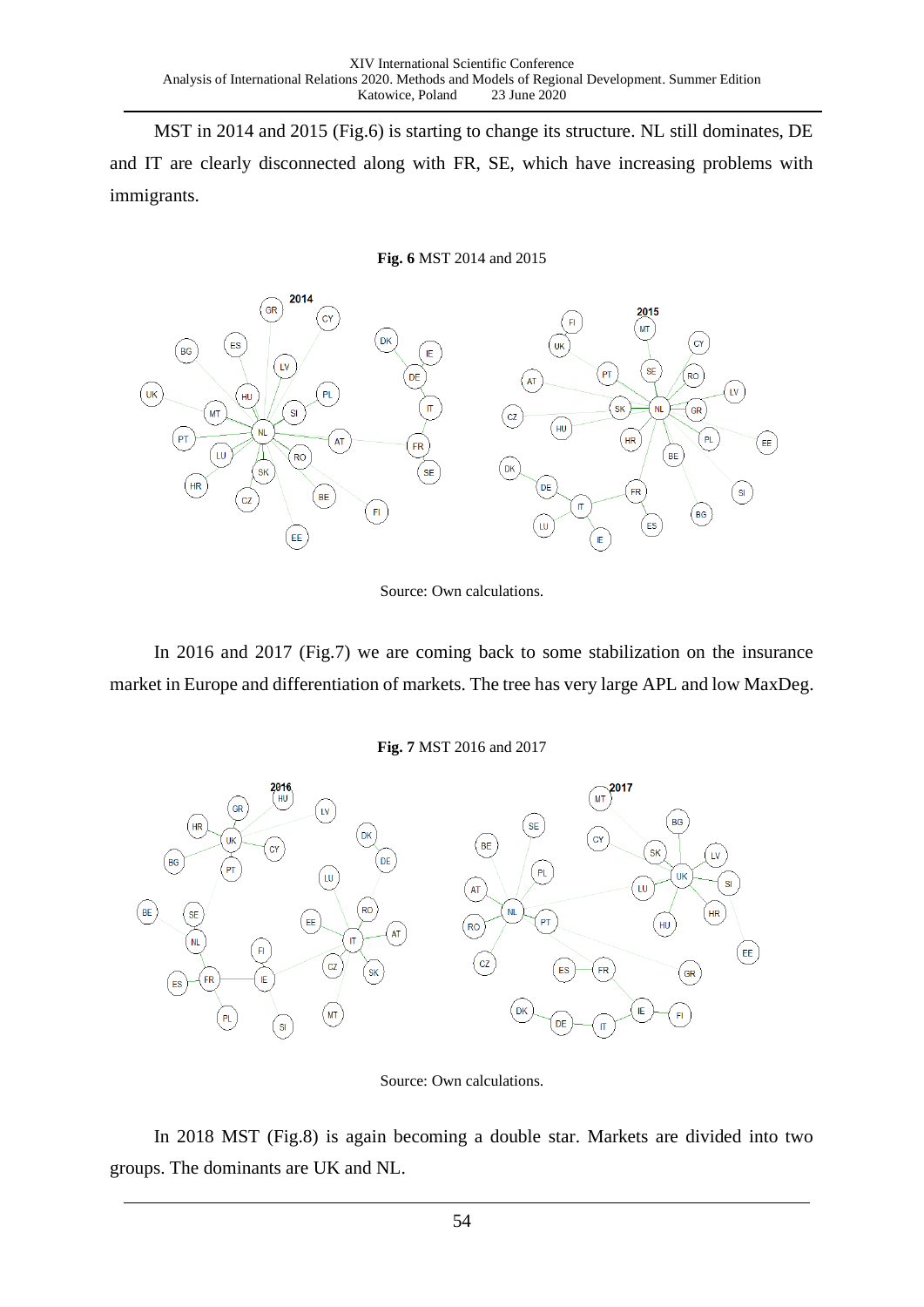MST in 2014 and 2015 (Fig.6) is starting to change its structure. NL still dominates, DE and IT are clearly disconnected along with FR, SE, which have increasing problems with immigrants.

**Fig. 6** MST 2014 and 2015

Source: Own calculations.

In 2016 and 2017 (Fig.7) we are coming back to some stabilization on the insurance market in Europe and differentiation of markets. The tree has very large APL and low MaxDeg.

**Fig. 7** MST 2016 and 2017

Source: Own calculations.

In 2018 MST (Fig.8) is again becoming a double star. Markets are divided into two groups. The dominants are UK and NL.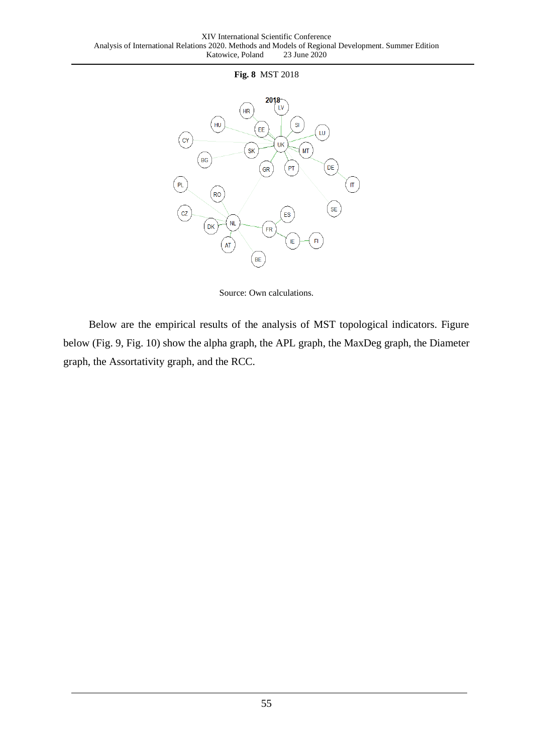**Fig. 8** MST 2018

Source: Own calculations.

Below are the empirical results of the analysis of MST topological indicators. Figure below (Fig. 9, Fig. 10) show the alpha graph, the APL graph, the MaxDeg graph, the Diameter graph, the Assortativity graph, and the RCC.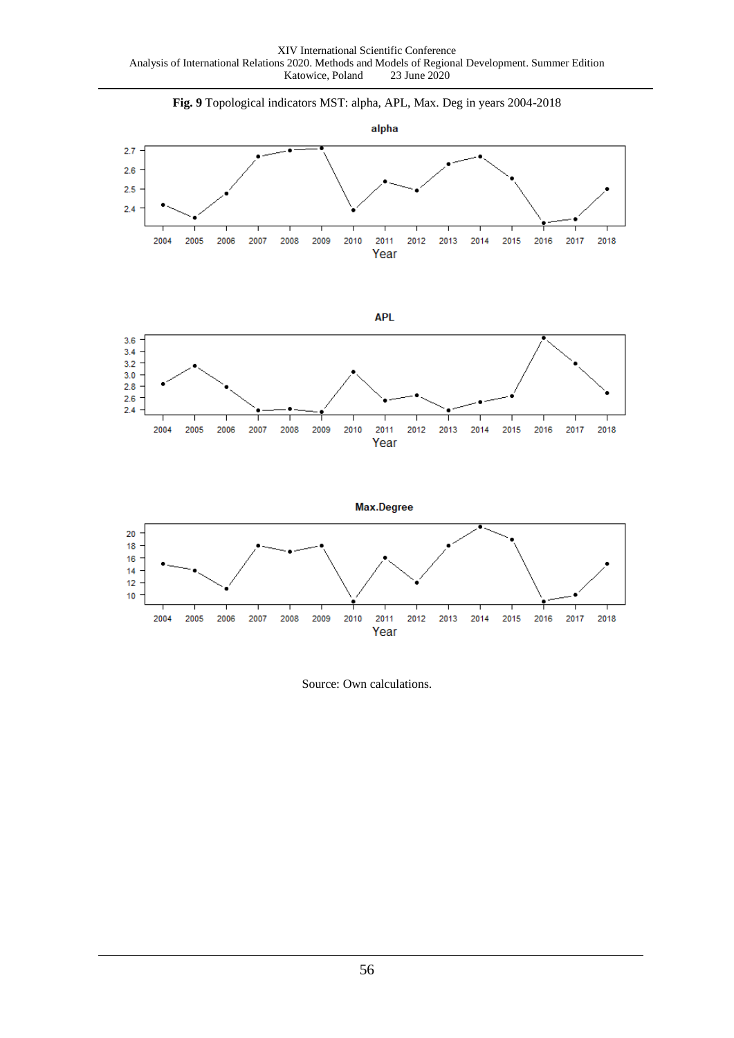**Fig. 9** Topological indicators MST: alpha, APL, Max. Deg in years 2004-2018

Source: Own calculations.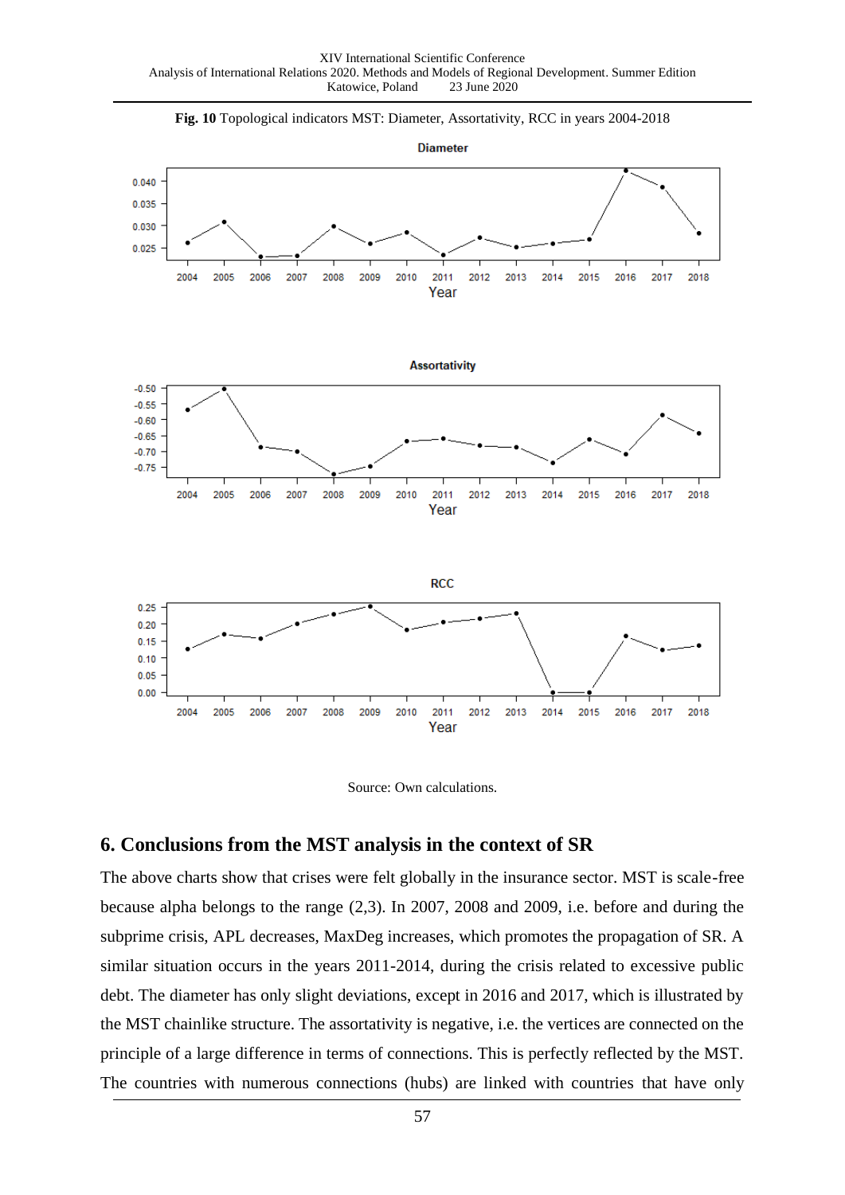**Fig. 10** Topological indicators MST: Diameter, Assortativity, RCC in years 2004-2018

Source: Own calculations.

## 6. Conclusions from the MST analysis in the context of SR

The above charts show that crises were felt globally in the insurance sector. MST is scale-free because alpha belongs to the range (2,3). In 2007, 2008 and 2009, i.e. before and during the subprime crisis, APL decreases, MaxDeg increases, which promotes the propagation of SR. A similar situation occurs in the years 2011-2014, during the crisis related to excessive public debt. The diameter has only slight deviations, except in 2016 and 2017, which is illustrated by the MST chainlike structure. The assortativity is negative, i.e. the vertices are connected on the principle of a large difference in terms of connections. This is perfectly reflected by the MST. The countries with numerous connections (hubs) are linked with countries that have only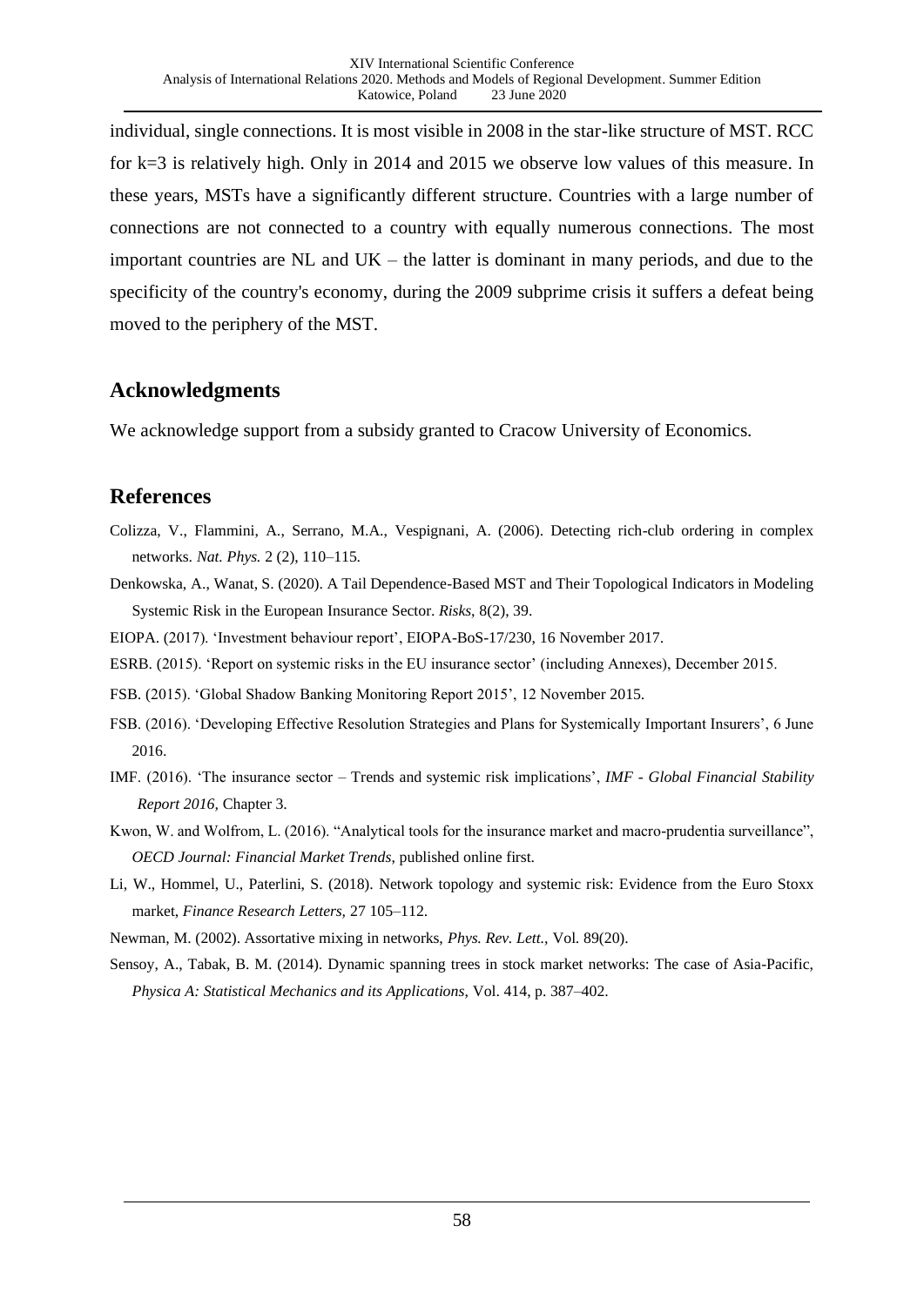individual, single connections. It is most visible in 2008 in the star-like structure of MST. RCC for k=3 is relatively high. Only in 2014 and 2015 we observe low values of this measure. In these years, MSTs have a significantly different structure. Countries with a large number of connections are not connected to a country with equally numerous connections. The most important countries are NL and UK – the latter is dominant in many periods, and due to the specificity of the country's economy, during the 2009 subprime crisis it suffers a defeat being moved to the periphery of the MST.

## Acknowledgments

We acknowledge support from a subsidy granted to Cracow University of Economics.

## References

Colizza, V., Flammini, A., Serrano, M.A., Vespignani, A. (2006). Detecting rich-club ordering in complex networks. *Nat. Phys.* 2 (2), 110–115.

Denkowska, A., Wanat, S. (2020). A Tail Dependence-Based MST and Their Topological Indicators in Modeling Systemic Risk in the European Insurance Sector. *Risks*, 8(2), 39.

EIOPA. (2017). 'Investment behaviour report', EIOPA-BoS-17/230, 16 November 2017.

ESRB. (2015). 'Report on systemic risks in the EU insurance sector' (including Annexes), December 2015.

FSB. (2015). 'Global Shadow Banking Monitoring Report 2015', 12 November 2015.

FSB. (2016). 'Developing Effective Resolution Strategies and Plans for Systemically Important Insurers', 6 June 2016.

IMF. (2016). 'The insurance sector – Trends and systemic risk implications', *IMF - Global Financial Stability Report 2016,* Chapter 3.

Kwon, W. and Wolfrom, L. (2016). "Analytical tools for the insurance market and macro-prudentia surveillance", *OECD Journal: Financial Market Trends*, published online first.

Li, W., Hommel, U., Paterlini, S. (2018). Network topology and systemic risk: Evidence from the Euro Stoxx market, *Finance Research Letters*, 27 105–112.

Newman, M. (2002). Assortative mixing in networks, *Phys. Rev. Lett.,* Vol. 89(20).

Sensoy, A., Tabak, B. M. (2014). Dynamic spanning trees in stock market networks: The case of Asia-Pacific, *Physica A: Statistical Mechanics and its Applications*, Vol. 414, p. 387–402.